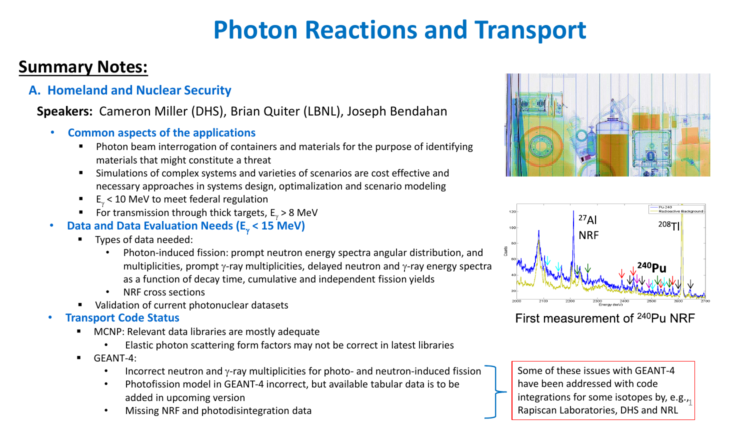# Photon Reactions and Transport

## Summary Notes:

### A. Homeland and Nuclear Security

**Speakers:** Cameron Miller (DHS), Brian Quiter (LBNL), Joseph Bendahan

- **Common aspects of the applications**
  - Photon beam interrogation of containers and materials for the purpose of identifying materials that might constitute a threat
  - Simulations of complex systems and varieties of scenarios are cost effective and necessary approaches in systems design, optimalization and scenario modeling
  - $E_\gamma < 10$ MeV to meet federal regulation
  - For transmission through thick targets, $E_\gamma > 8$ MeV
- **Data and Data Evaluation Needs ($E_\gamma < 15$ MeV)**
  - Types of data needed:
    - Photon-induced fission: prompt neutron energy spectra angular distribution, and multiplicities, prompt $\gamma$-ray multiplicities, delayed neutron and $\gamma$-ray energy spectra as a function of decay time, cumulative and independent fission yields
    - NRF cross sections
  - Validation of current photonuclear datasets
- **Transport Code Status**
  - MCNP: Relevant data libraries are mostly adequate
    - Elastic photon scattering form factors may not be correct in latest libraries
  - GEANT-4:
    - Incorrect neutron and $\gamma$-ray multiplicities for photo- and neutron-induced fission
    - Photofission model in GEANT-4 incorrect, but available tabular data is to be added in upcoming version
    - Missing NRF and photodisintegration data

Some of these issues with GEANT-4 have been addressed with code integrations for some isotopes by, e.g., Rapiscan Laboratories, DHS and NRL

First measurement of $^{240}$Pu NRF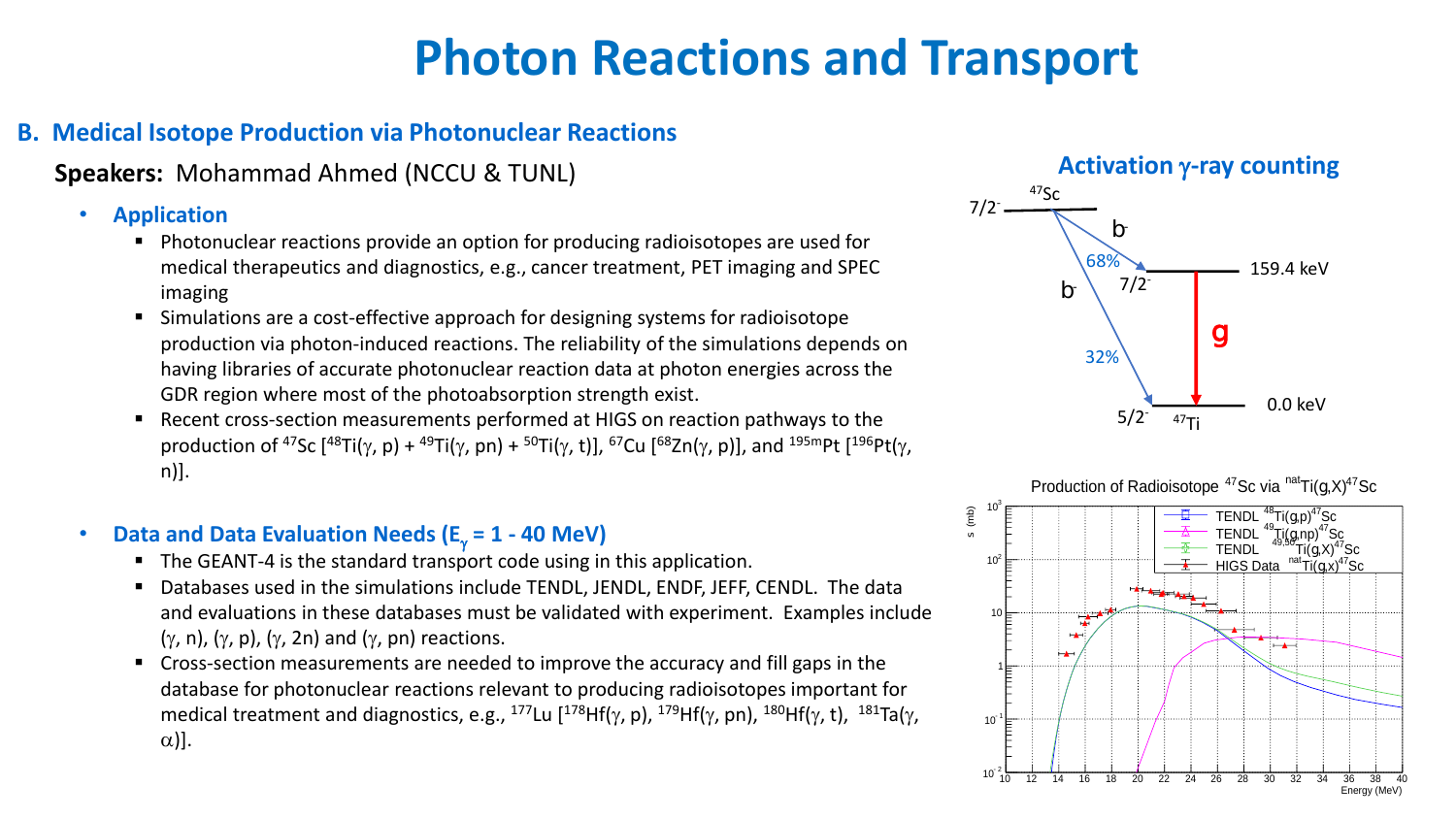# Photon Reactions and Transport

## B. Medical Isotope Production via Photonuclear Reactions

**Speakers:** Mohammad Ahmed (NCCU & TUNL)

- **Application**
  - Photonuclear reactions provide an option for producing radioisotopes are used for medical therapeutics and diagnostics, e.g., cancer treatment, PET imaging and SPEC imaging
  - Simulations are a cost-effective approach for designing systems for radioisotope production via photon-induced reactions. The reliability of the simulations depends on having libraries of accurate photonuclear reaction data at photon energies across the GDR region where most of the photoabsorption strength exist.
  - Recent cross-section measurements performed at HIGS on reaction pathways to the production of $^{47}$Sc [$^{48}$Ti(γ, p) + $^{49}$Ti(γ, pn) + $^{50}$Ti(γ, t)], $^{67}$Cu [$^{68}$Zn(γ, p)], and $^{195m}$Pt [$^{196}$Pt(γ, n)].

- **Data and Data Evaluation Needs ($E_\gamma$ = 1 - 40 MeV)**
  - The GEANT-4 is the standard transport code using in this application.
  - Databases used in the simulations include TENDL, JENDL, ENDF, JEFF, CENDL. The data and evaluations in these databases must be validated with experiment. Examples include (γ, n), (γ, p), (γ, 2n) and (γ, pn) reactions.
  - Cross-section measurements are needed to improve the accuracy and fill gaps in the database for photonuclear reactions relevant to producing radioisotopes important for medical treatment and diagnostics, e.g., $^{177}$Lu [$^{178}$Hf(γ, p), $^{179}$Hf(γ, pn), $^{180}$Hf(γ, t), $^{181}$Ta(γ, α)].

**Activation γ-ray counting**

Production of Radioisotope $^{47}$Sc via $^{nat}$Ti(g,X)$^{47}$Sc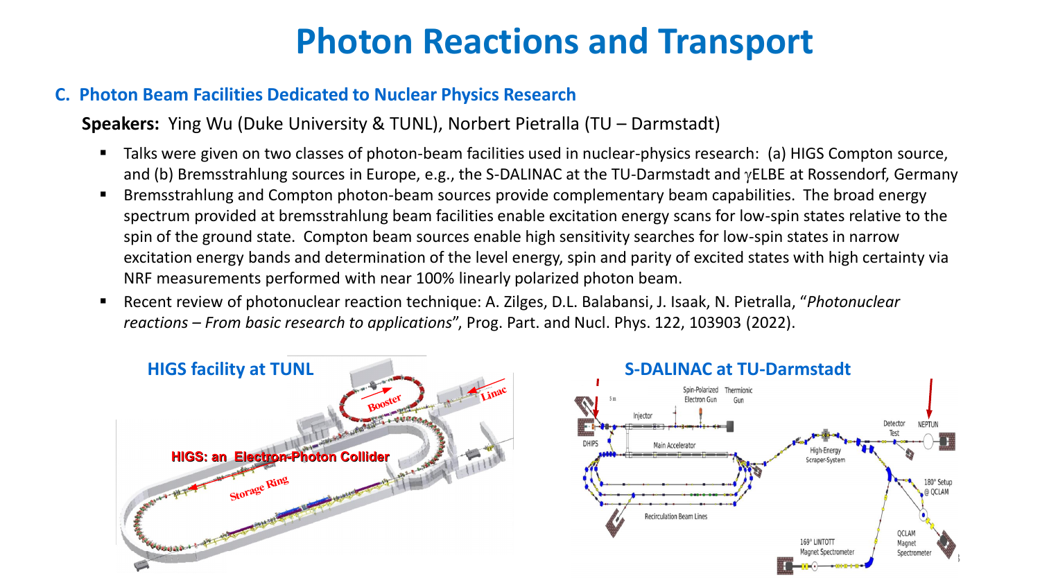# Photon Reactions and Transport

## C. Photon Beam Facilities Dedicated to Nuclear Physics Research

**Speakers:** Ying Wu (Duke University & TUNL), Norbert Pietralla (TU – Darmstadt)

- Talks were given on two classes of photon-beam facilities used in nuclear-physics research: (a) HIGS Compton source, and (b) Bremsstrahlung sources in Europe, e.g., the S-DALINAC at the TU-Darmstadt and $\gamma$ELBE at Rossendorf, Germany
- Bremsstrahlung and Compton photon-beam sources provide complementary beam capabilities. The broad energy spectrum provided at bremsstrahlung beam facilities enable excitation energy scans for low-spin states relative to the spin of the ground state. Compton beam sources enable high sensitivity searches for low-spin states in narrow excitation energy bands and determination of the level energy, spin and parity of excited states with high certainty via NRF measurements performed with near 100% linearly polarized photon beam.
- Recent review of photonuclear reaction technique: A. Zilges, D.L. Balabansi, J. Isaak, N. Pietralla, "*Photonuclear reactions – From basic research to applications*", Prog. Part. and Nucl. Phys. 122, 103903 (2022).

**HIGS facility at TUNL**

**S-DALINAC at TU-Darmstadt**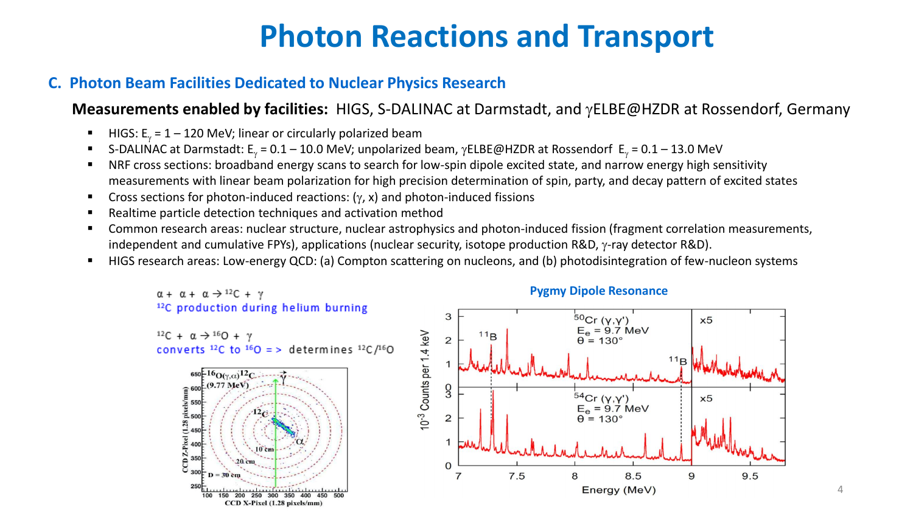# Photon Reactions and Transport

## C. Photon Beam Facilities Dedicated to Nuclear Physics Research

**Measurements enabled by facilities:** HIGS, S-DALINAC at Darmstadt, and $\gamma$ELBE@HZDR at Rossendorf, Germany

- HIGS: $E_\gamma$ = 1 – 120 MeV; linear or circularly polarized beam
- S-DALINAC at Darmstadt: $E_\gamma$ = 0.1 – 10.0 MeV; unpolarized beam, $\gamma$ELBE@HZDR at Rossendorf $E_\gamma$ = 0.1 – 13.0 MeV
- NRF cross sections: broadband energy scans to search for low-spin dipole excited state, and narrow energy high sensitivity measurements with linear beam polarization for high precision determination of spin, party, and decay pattern of excited states
- Cross sections for photon-induced reactions: ($\gamma$, x) and photon-induced fissions
- Realtime particle detection techniques and activation method
- Common research areas: nuclear structure, nuclear astrophysics and photon-induced fission (fragment correlation measurements, independent and cumulative FPYs), applications (nuclear security, isotope production R&D, $\gamma$-ray detector R&D).
- HIGS research areas: Low-energy QCD: (a) Compton scattering on nucleons, and (b) photodisintegration of few-nucleon systems

$\alpha + \alpha + \alpha \rightarrow {}^{12}C + \gamma$

${}^{12}C$ production during helium burning

${}^{12}C + \alpha \rightarrow {}^{16}O + \gamma$

converts ${}^{12}C$ to ${}^{16}O$ => determines ${}^{12}C/{}^{16}O$

**Pygmy Dipole Resonance**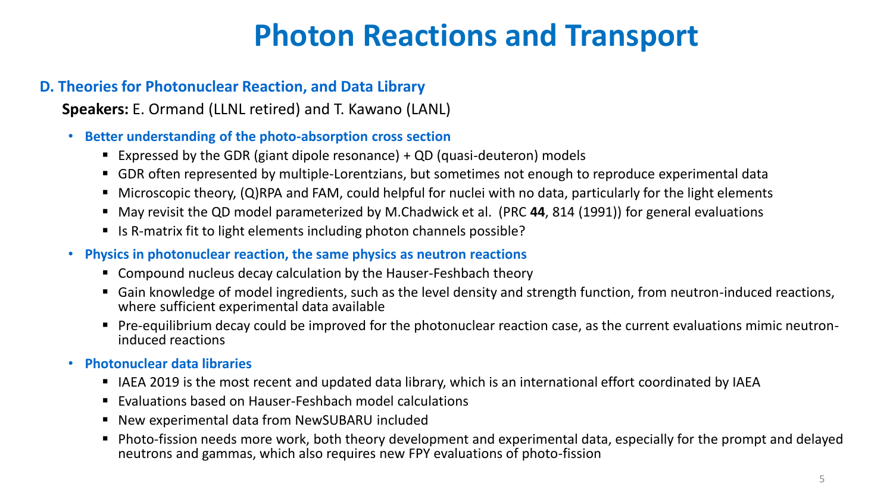# Photon Reactions and Transport

## D. Theories for Photonuclear Reaction, and Data Library

**Speakers:** E. Ormand (LLNL retired) and T. Kawano (LANL)

- **Better understanding of the photo-absorption cross section**
  - Expressed by the GDR (giant dipole resonance) + QD (quasi-deuteron) models
  - GDR often represented by multiple-Lorentzians, but sometimes not enough to reproduce experimental data
  - Microscopic theory, (Q)RPA and FAM, could helpful for nuclei with no data, particularly for the light elements
  - May revisit the QD model parameterized by M.Chadwick et al. (PRC **44**, 814 (1991)) for general evaluations
  - Is R-matrix fit to light elements including photon channels possible?
- **Physics in photonuclear reaction, the same physics as neutron reactions**
  - Compound nucleus decay calculation by the Hauser-Feshbach theory
  - Gain knowledge of model ingredients, such as the level density and strength function, from neutron-induced reactions, where sufficient experimental data available
  - Pre-equilibrium decay could be improved for the photonuclear reaction case, as the current evaluations mimic neutron-induced reactions
- **Photonuclear data libraries**
  - IAEA 2019 is the most recent and updated data library, which is an international effort coordinated by IAEA
  - Evaluations based on Hauser-Feshbach model calculations
  - New experimental data from NewSUBARU included
  - Photo-fission needs more work, both theory development and experimental data, especially for the prompt and delayed neutrons and gammas, which also requires new FPY evaluations of photo-fission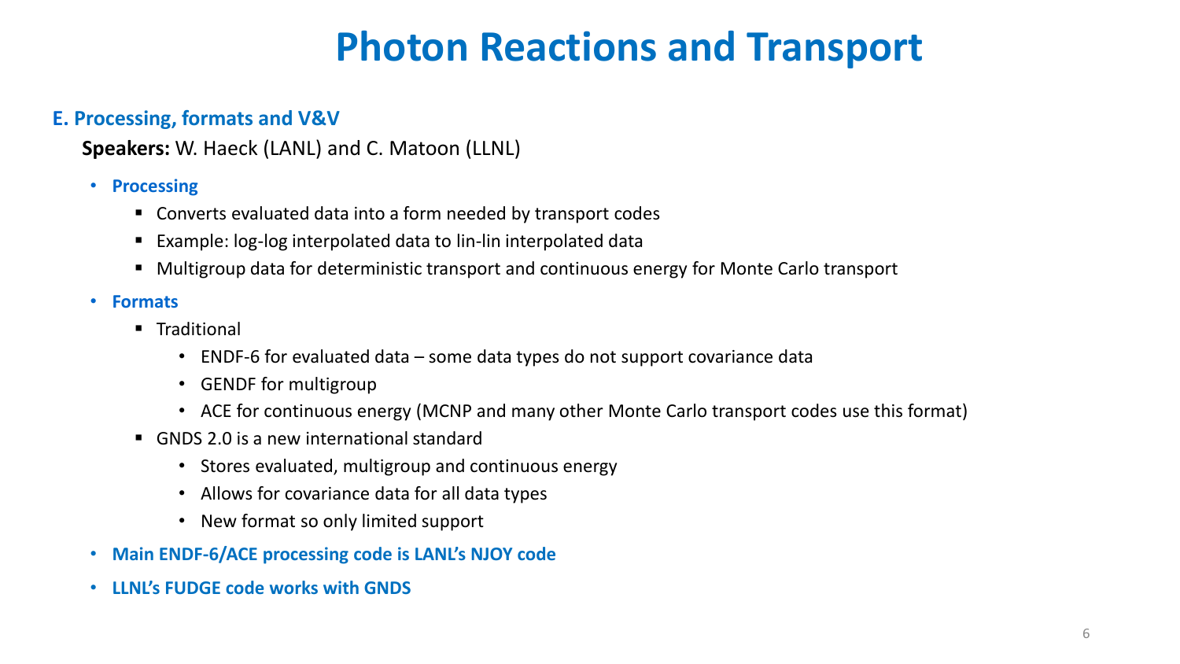# Photon Reactions and Transport

### E. Processing, formats and V&V

**Speakers:** W. Haeck (LANL) and C. Matoon (LLNL)

- **Processing**
  - Converts evaluated data into a form needed by transport codes
  - Example: log-log interpolated data to lin-lin interpolated data
  - Multigroup data for deterministic transport and continuous energy for Monte Carlo transport
- **Formats**
  - Traditional
    - ENDF-6 for evaluated data – some data types do not support covariance data
    - GENDF for multigroup
    - ACE for continuous energy (MCNP and many other Monte Carlo transport codes use this format)
  - GNDS 2.0 is a new international standard
    - Stores evaluated, multigroup and continuous energy
    - Allows for covariance data for all data types
    - New format so only limited support
- **Main ENDF-6/ACE processing code is LANL's NJOY code**
- **LLNL's FUDGE code works with GNDS**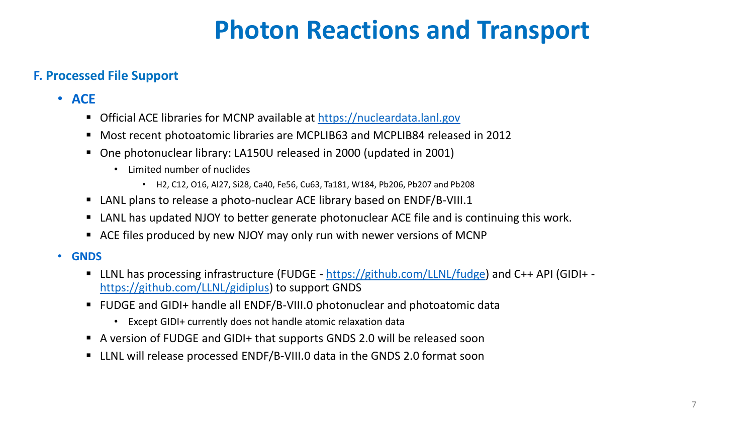# Photon Reactions and Transport

## F. Processed File Support

- **ACE**
  - Official ACE libraries for MCNP available at [https://nucleardata.lanl.gov](https://nucleardata.lanl.gov)
  - Most recent photoatomic libraries are MCPLIB63 and MCPLIB84 released in 2012
  - One photonuclear library: LA150U released in 2000 (updated in 2001)
    - Limited number of nuclides
      - H2, C12, O16, Al27, Si28, Ca40, Fe56, Cu63, Ta181, W184, Pb206, Pb207 and Pb208
  - LANL plans to release a photo-nuclear ACE library based on ENDF/B-VIII.1
  - LANL has updated NJOY to better generate photonuclear ACE file and is continuing this work.
  - ACE files produced by new NJOY may only run with newer versions of MCNP
- **GNDS**
  - LLNL has processing infrastructure (FUDGE - [https://github.com/LLNL/fudge](https://github.com/LLNL/fudge)) and C++ API (GIDI+ - [https://github.com/LLNL/gidiplus](https://github.com/LLNL/gidiplus)) to support GNDS
  - FUDGE and GIDI+ handle all ENDF/B-VIII.0 photonuclear and photoatomic data
    - Except GIDI+ currently does not handle atomic relaxation data
  - A version of FUDGE and GIDI+ that supports GNDS 2.0 will be released soon
  - LLNL will release processed ENDF/B-VIII.0 data in the GNDS 2.0 format soon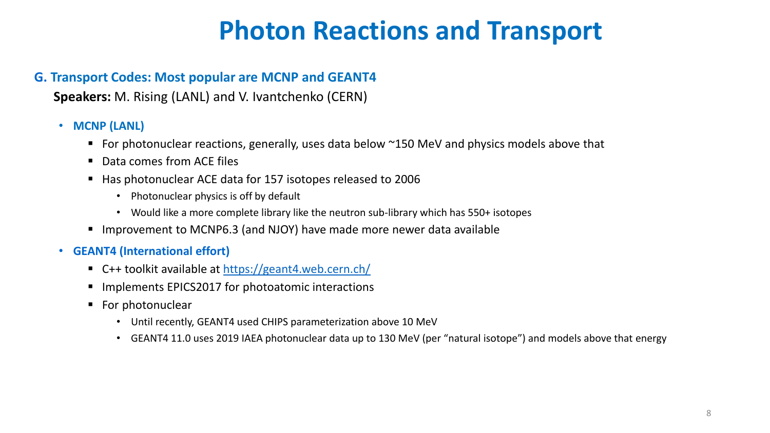# Photon Reactions and Transport

## G. Transport Codes: Most popular are MCNP and GEANT4

**Speakers:** M. Rising (LANL) and V. Ivantchenko (CERN)

- **MCNP (LANL)**
  - For photonuclear reactions, generally, uses data below ~150 MeV and physics models above that
  - Data comes from ACE files
  - Has photonuclear ACE data for 157 isotopes released to 2006
    - Photonuclear physics is off by default
    - Would like a more complete library like the neutron sub-library which has 550+ isotopes
  - Improvement to MCNP6.3 (and NJOY) have made more newer data available
- **GEANT4 (International effort)**
  - C++ toolkit available at [https://geant4.web.cern.ch/](https://geant4.web.cern.ch/)
  - Implements EPICS2017 for photoatomic interactions
  - For photonuclear
    - Until recently, GEANT4 used CHIPS parameterization above 10 MeV
    - GEANT4 11.0 uses 2019 IAEA photonuclear data up to 130 MeV (per "natural isotope") and models above that energy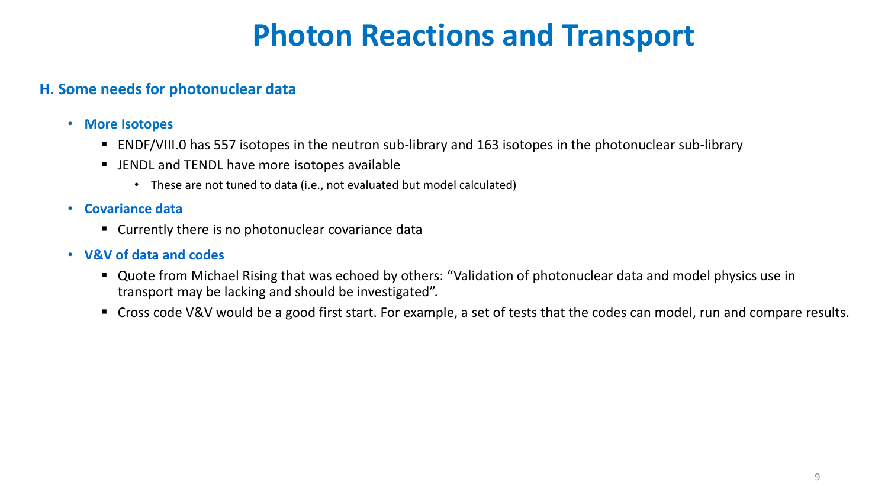# Photon Reactions and Transport

## H. Some needs for photonuclear data

- **More Isotopes**
  - ENDF/VIII.0 has 557 isotopes in the neutron sub-library and 163 isotopes in the photonuclear sub-library
  - JENDL and TENDL have more isotopes available
    - These are not tuned to data (i.e., not evaluated but model calculated)
- **Covariance data**
  - Currently there is no photonuclear covariance data
- **V&V of data and codes**
  - Quote from Michael Rising that was echoed by others: "Validation of photonuclear data and model physics use in transport may be lacking and should be investigated".
  - Cross code V&V would be a good first start. For example, a set of tests that the codes can model, run and compare results.